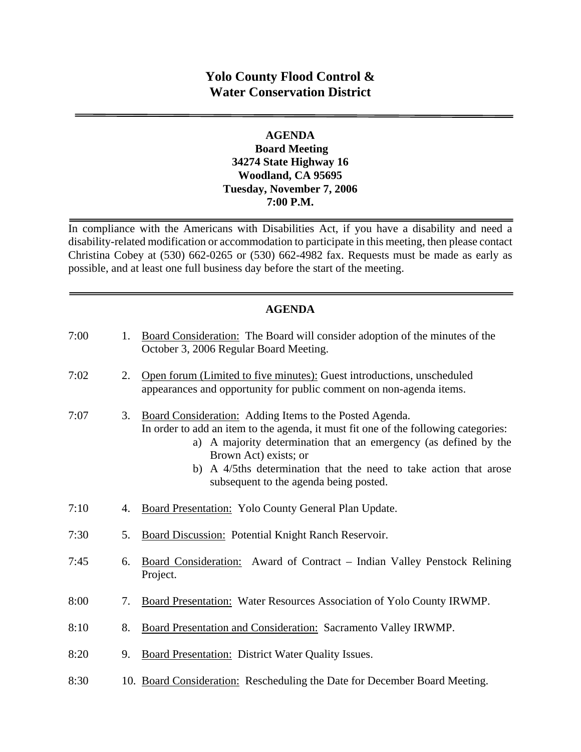# Yolo County Flood Control & Water Conservation District

## AGENDA

**Board Meeting**
**34274 State Highway 16**
**Woodland, CA 95695**
**Tuesday, November 7, 2006**
**7:00 P.M.**

In compliance with the Americans with Disabilities Act, if you have a disability and need a disability-related modification or accommodation to participate in this meeting, then please contact Christina Cobey at (530) 662-0265 or (530) 662-4982 fax. Requests must be made as early as possible, and at least one full business day before the start of the meeting.

## AGENDA

7:00 — 1. Board Consideration: The Board will consider adoption of the minutes of the October 3, 2006 Regular Board Meeting.

7:02 — 2. Open forum (Limited to five minutes): Guest introductions, unscheduled appearances and opportunity for public comment on non-agenda items.

7:07 — 3. Board Consideration: Adding Items to the Posted Agenda.
In order to add an item to the agenda, it must fit one of the following categories:
   a) A majority determination that an emergency (as defined by the Brown Act) exists; or
   b) A 4/5ths determination that the need to take action that arose subsequent to the agenda being posted.

7:10 — 4. Board Presentation: Yolo County General Plan Update.

7:30 — 5. Board Discussion: Potential Knight Ranch Reservoir.

7:45 — 6. Board Consideration: Award of Contract – Indian Valley Penstock Relining Project.

8:00 — 7. Board Presentation: Water Resources Association of Yolo County IRWMP.

8:10 — 8. Board Presentation and Consideration: Sacramento Valley IRWMP.

8:20 — 9. Board Presentation: District Water Quality Issues.

8:30 — 10. Board Consideration: Rescheduling the Date for December Board Meeting.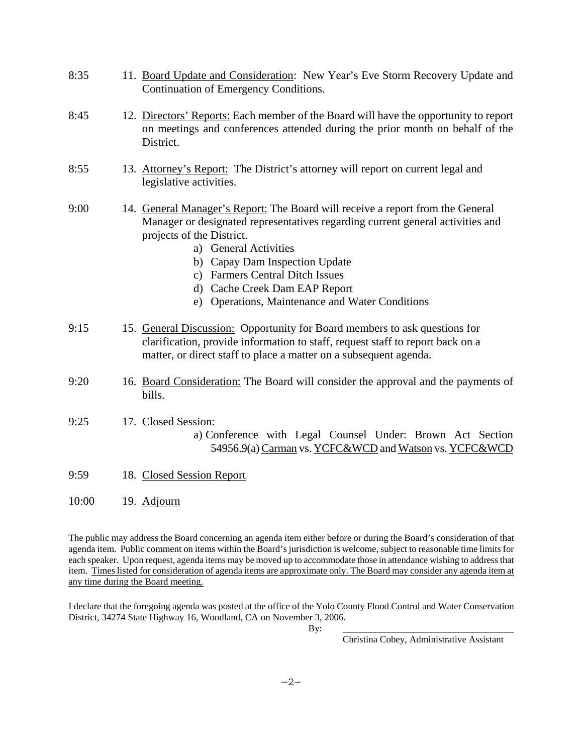8:35 11. <u>Board Update and Consideration</u>: New Year's Eve Storm Recovery Update and Continuation of Emergency Conditions.

8:45 12. <u>Directors' Reports:</u> Each member of the Board will have the opportunity to report on meetings and conferences attended during the prior month on behalf of the District.

8:55 13. <u>Attorney's Report:</u> The District's attorney will report on current legal and legislative activities.

9:00 14. <u>General Manager's Report:</u> The Board will receive a report from the General Manager or designated representatives regarding current general activities and projects of the District.

   a) General Activities
   b) Capay Dam Inspection Update
   c) Farmers Central Ditch Issues
   d) Cache Creek Dam EAP Report
   e) Operations, Maintenance and Water Conditions

9:15 15. <u>General Discussion:</u> Opportunity for Board members to ask questions for clarification, provide information to staff, request staff to report back on a matter, or direct staff to place a matter on a subsequent agenda.

9:20 16. <u>Board Consideration:</u> The Board will consider the approval and the payments of bills.

9:25 17. <u>Closed Session:</u>

   a) Conference with Legal Counsel Under: Brown Act Section 54956.9(a) <u>Carman</u> vs. <u>YCFC&WCD</u> and <u>Watson</u> vs. <u>YCFC&WCD</u>

9:59 18. <u>Closed Session Report</u>

10:00 19. <u>Adjourn</u>

The public may address the Board concerning an agenda item either before or during the Board's consideration of that agenda item. Public comment on items within the Board's jurisdiction is welcome, subject to reasonable time limits for each speaker. Upon request, agenda items may be moved up to accommodate those in attendance wishing to address that item. <u>Times listed for consideration of agenda items are approximate only. The Board may consider any agenda item at any time during the Board meeting.</u>

I declare that the foregoing agenda was posted at the office of the Yolo County Flood Control and Water Conservation District, 34274 State Highway 16, Woodland, CA on November 3, 2006.

By: ____________________________________

Christina Cobey, Administrative Assistant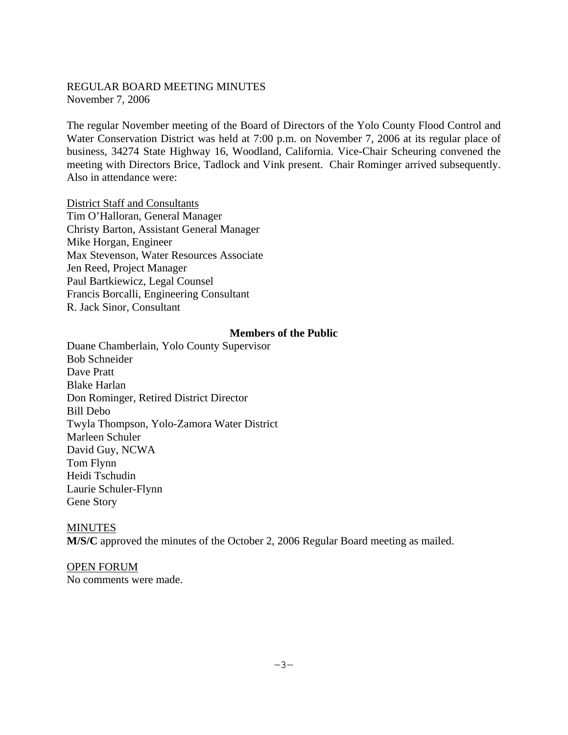REGULAR BOARD MEETING MINUTES
November 7, 2006

The regular November meeting of the Board of Directors of the Yolo County Flood Control and Water Conservation District was held at 7:00 p.m. on November 7, 2006 at its regular place of business, 34274 State Highway 16, Woodland, California. Vice-Chair Scheuring convened the meeting with Directors Brice, Tadlock and Vink present. Chair Rominger arrived subsequently. Also in attendance were:

<u>District Staff and Consultants</u>
Tim O'Halloran, General Manager
Christy Barton, Assistant General Manager
Mike Horgan, Engineer
Max Stevenson, Water Resources Associate
Jen Reed, Project Manager
Paul Bartkiewicz, Legal Counsel
Francis Borcalli, Engineering Consultant
R. Jack Sinor, Consultant

**Members of the Public**

Duane Chamberlain, Yolo County Supervisor
Bob Schneider
Dave Pratt
Blake Harlan
Don Rominger, Retired District Director
Bill Debo
Twyla Thompson, Yolo-Zamora Water District
Marleen Schuler
David Guy, NCWA
Tom Flynn
Heidi Tschudin
Laurie Schuler-Flynn
Gene Story

<u>MINUTES</u>
**M/S/C** approved the minutes of the October 2, 2006 Regular Board meeting as mailed.

<u>OPEN FORUM</u>
No comments were made.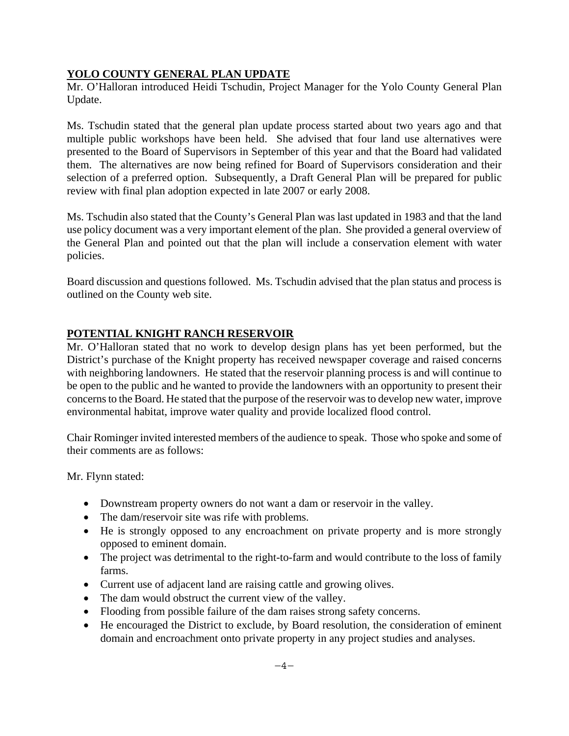## YOLO COUNTY GENERAL PLAN UPDATE

Mr. O'Halloran introduced Heidi Tschudin, Project Manager for the Yolo County General Plan Update.

Ms. Tschudin stated that the general plan update process started about two years ago and that multiple public workshops have been held. She advised that four land use alternatives were presented to the Board of Supervisors in September of this year and that the Board had validated them. The alternatives are now being refined for Board of Supervisors consideration and their selection of a preferred option. Subsequently, a Draft General Plan will be prepared for public review with final plan adoption expected in late 2007 or early 2008.

Ms. Tschudin also stated that the County's General Plan was last updated in 1983 and that the land use policy document was a very important element of the plan. She provided a general overview of the General Plan and pointed out that the plan will include a conservation element with water policies.

Board discussion and questions followed. Ms. Tschudin advised that the plan status and process is outlined on the County web site.

## POTENTIAL KNIGHT RANCH RESERVOIR

Mr. O'Halloran stated that no work to develop design plans has yet been performed, but the District's purchase of the Knight property has received newspaper coverage and raised concerns with neighboring landowners. He stated that the reservoir planning process is and will continue to be open to the public and he wanted to provide the landowners with an opportunity to present their concerns to the Board. He stated that the purpose of the reservoir was to develop new water, improve environmental habitat, improve water quality and provide localized flood control.

Chair Rominger invited interested members of the audience to speak. Those who spoke and some of their comments are as follows:

Mr. Flynn stated:

- Downstream property owners do not want a dam or reservoir in the valley.
- The dam/reservoir site was rife with problems.
- He is strongly opposed to any encroachment on private property and is more strongly opposed to eminent domain.
- The project was detrimental to the right-to-farm and would contribute to the loss of family farms.
- Current use of adjacent land are raising cattle and growing olives.
- The dam would obstruct the current view of the valley.
- Flooding from possible failure of the dam raises strong safety concerns.
- He encouraged the District to exclude, by Board resolution, the consideration of eminent domain and encroachment onto private property in any project studies and analyses.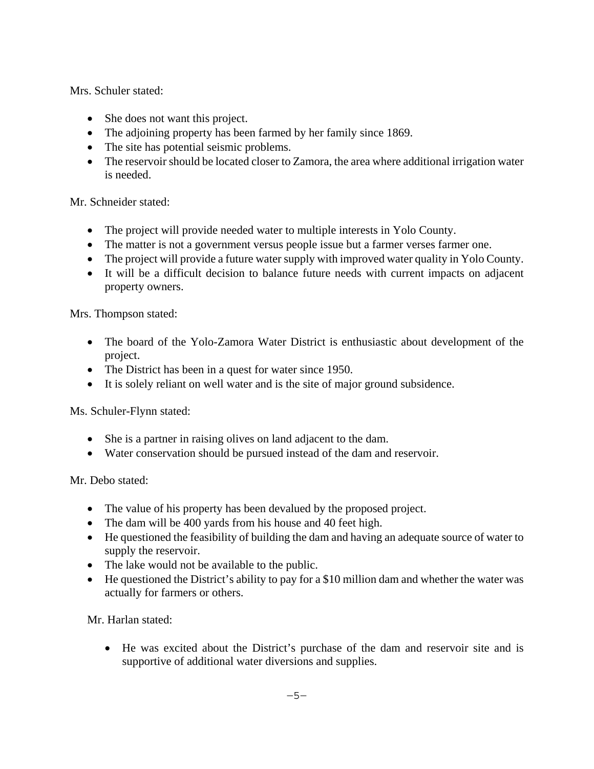Mrs. Schuler stated:

- She does not want this project.
- The adjoining property has been farmed by her family since 1869.
- The site has potential seismic problems.
- The reservoir should be located closer to Zamora, the area where additional irrigation water is needed.

Mr. Schneider stated:

- The project will provide needed water to multiple interests in Yolo County.
- The matter is not a government versus people issue but a farmer verses farmer one.
- The project will provide a future water supply with improved water quality in Yolo County.
- It will be a difficult decision to balance future needs with current impacts on adjacent property owners.

Mrs. Thompson stated:

- The board of the Yolo-Zamora Water District is enthusiastic about development of the project.
- The District has been in a quest for water since 1950.
- It is solely reliant on well water and is the site of major ground subsidence.

Ms. Schuler-Flynn stated:

- She is a partner in raising olives on land adjacent to the dam.
- Water conservation should be pursued instead of the dam and reservoir.

Mr. Debo stated:

- The value of his property has been devalued by the proposed project.
- The dam will be 400 yards from his house and 40 feet high.
- He questioned the feasibility of building the dam and having an adequate source of water to supply the reservoir.
- The lake would not be available to the public.
- He questioned the District's ability to pay for a $10 million dam and whether the water was actually for farmers or others.

Mr. Harlan stated:

- He was excited about the District's purchase of the dam and reservoir site and is supportive of additional water diversions and supplies.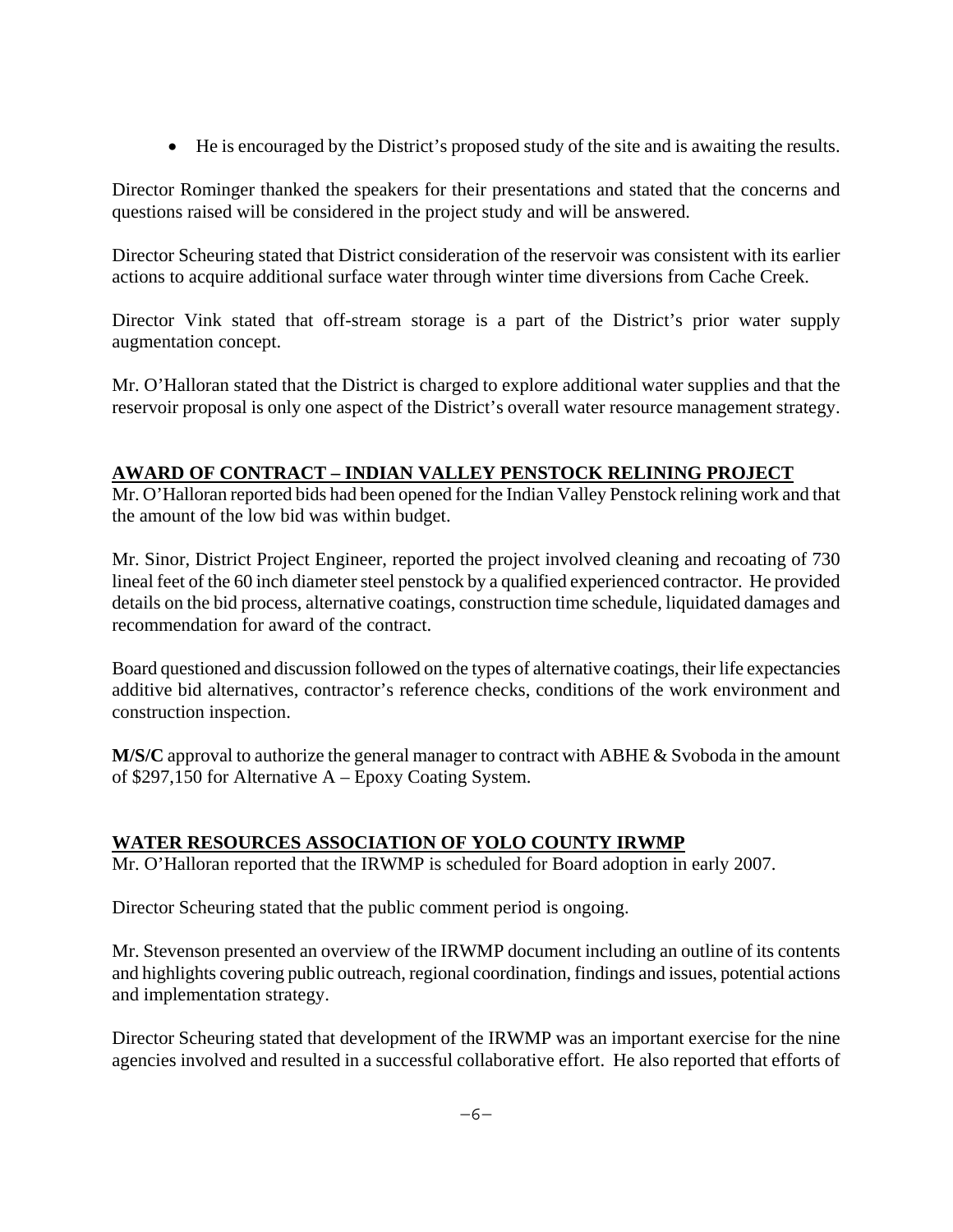- He is encouraged by the District's proposed study of the site and is awaiting the results.

Director Rominger thanked the speakers for their presentations and stated that the concerns and questions raised will be considered in the project study and will be answered.

Director Scheuring stated that District consideration of the reservoir was consistent with its earlier actions to acquire additional surface water through winter time diversions from Cache Creek.

Director Vink stated that off-stream storage is a part of the District's prior water supply augmentation concept.

Mr. O'Halloran stated that the District is charged to explore additional water supplies and that the reservoir proposal is only one aspect of the District's overall water resource management strategy.

## AWARD OF CONTRACT – INDIAN VALLEY PENSTOCK RELINING PROJECT

Mr. O'Halloran reported bids had been opened for the Indian Valley Penstock relining work and that the amount of the low bid was within budget.

Mr. Sinor, District Project Engineer, reported the project involved cleaning and recoating of 730 lineal feet of the 60 inch diameter steel penstock by a qualified experienced contractor. He provided details on the bid process, alternative coatings, construction time schedule, liquidated damages and recommendation for award of the contract.

Board questioned and discussion followed on the types of alternative coatings, their life expectancies additive bid alternatives, contractor's reference checks, conditions of the work environment and construction inspection.

**M/S/C** approval to authorize the general manager to contract with ABHE & Svoboda in the amount of $297,150 for Alternative A – Epoxy Coating System.

## WATER RESOURCES ASSOCIATION OF YOLO COUNTY IRWMP

Mr. O'Halloran reported that the IRWMP is scheduled for Board adoption in early 2007.

Director Scheuring stated that the public comment period is ongoing.

Mr. Stevenson presented an overview of the IRWMP document including an outline of its contents and highlights covering public outreach, regional coordination, findings and issues, potential actions and implementation strategy.

Director Scheuring stated that development of the IRWMP was an important exercise for the nine agencies involved and resulted in a successful collaborative effort. He also reported that efforts of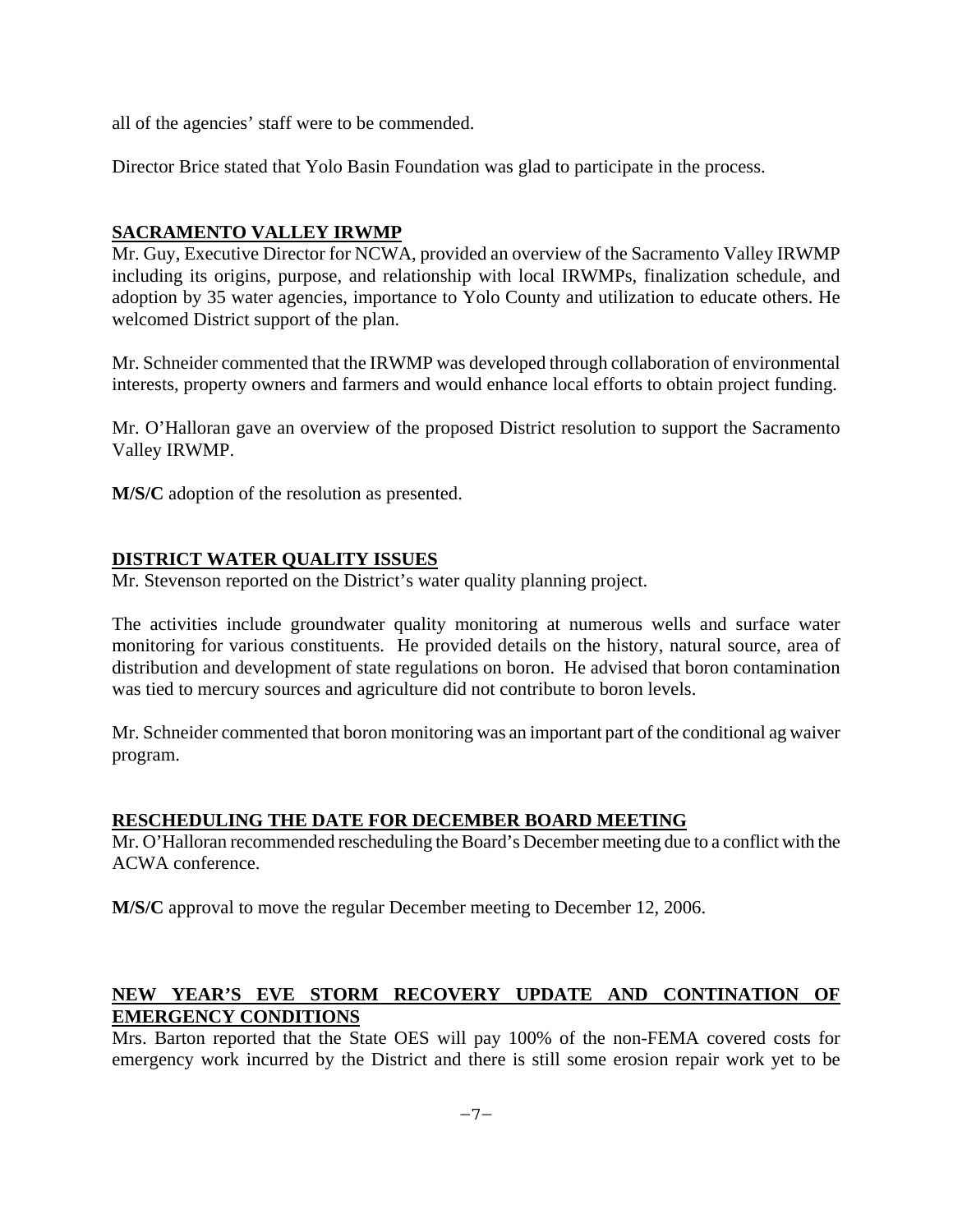all of the agencies' staff were to be commended.

Director Brice stated that Yolo Basin Foundation was glad to participate in the process.

## SACRAMENTO VALLEY IRWMP

Mr. Guy, Executive Director for NCWA, provided an overview of the Sacramento Valley IRWMP including its origins, purpose, and relationship with local IRWMPs, finalization schedule, and adoption by 35 water agencies, importance to Yolo County and utilization to educate others. He welcomed District support of the plan.

Mr. Schneider commented that the IRWMP was developed through collaboration of environmental interests, property owners and farmers and would enhance local efforts to obtain project funding.

Mr. O'Halloran gave an overview of the proposed District resolution to support the Sacramento Valley IRWMP.

**M/S/C** adoption of the resolution as presented.

## DISTRICT WATER QUALITY ISSUES

Mr. Stevenson reported on the District's water quality planning project.

The activities include groundwater quality monitoring at numerous wells and surface water monitoring for various constituents. He provided details on the history, natural source, area of distribution and development of state regulations on boron. He advised that boron contamination was tied to mercury sources and agriculture did not contribute to boron levels.

Mr. Schneider commented that boron monitoring was an important part of the conditional ag waiver program.

## RESCHEDULING THE DATE FOR DECEMBER BOARD MEETING

Mr. O'Halloran recommended rescheduling the Board's December meeting due to a conflict with the ACWA conference.

**M/S/C** approval to move the regular December meeting to December 12, 2006.

## NEW YEAR'S EVE STORM RECOVERY UPDATE AND CONTINATION OF EMERGENCY CONDITIONS

Mrs. Barton reported that the State OES will pay 100% of the non-FEMA covered costs for emergency work incurred by the District and there is still some erosion repair work yet to be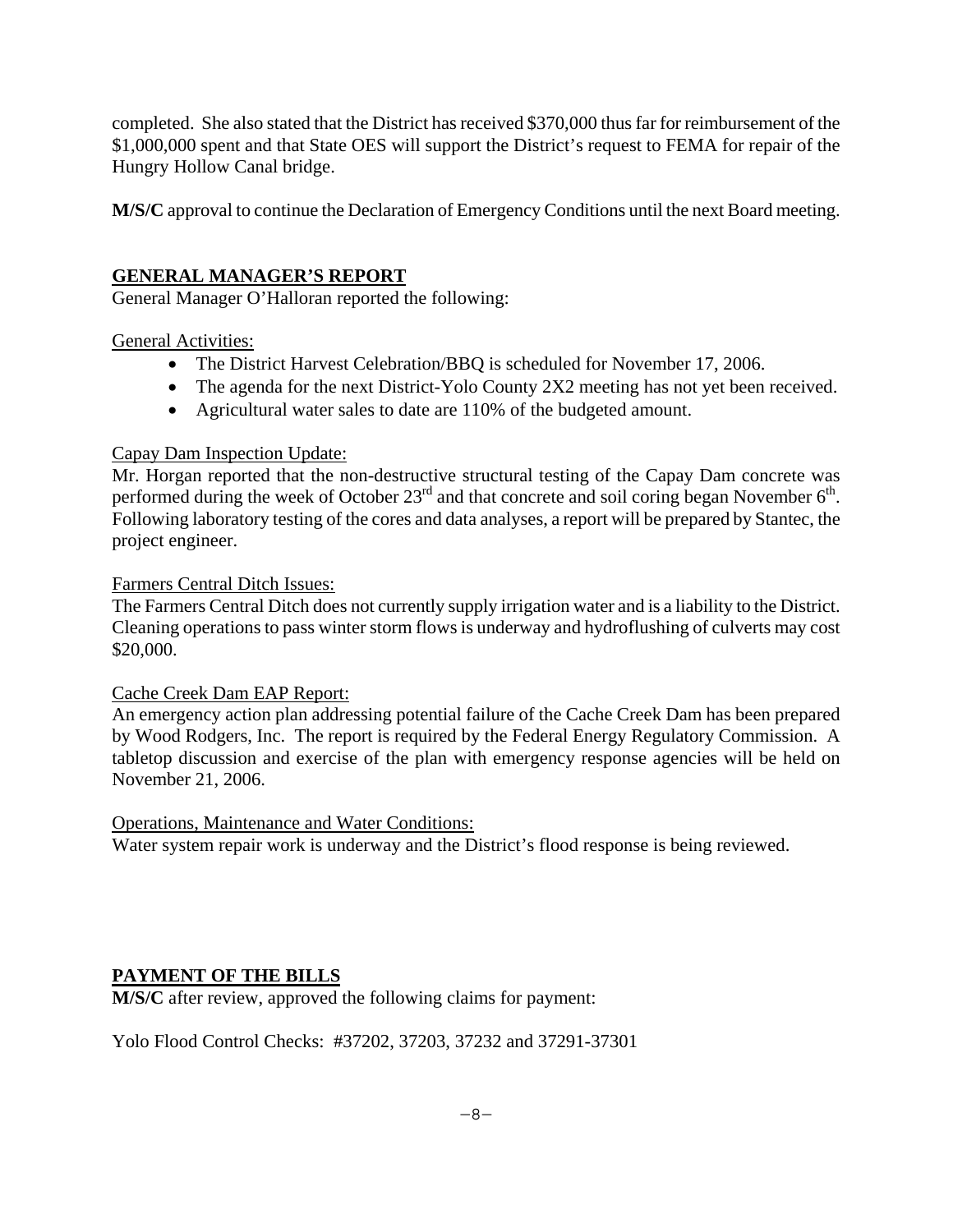completed. She also stated that the District has received $370,000 thus far for reimbursement of the $1,000,000 spent and that State OES will support the District's request to FEMA for repair of the Hungry Hollow Canal bridge.

**M/S/C** approval to continue the Declaration of Emergency Conditions until the next Board meeting.

## GENERAL MANAGER'S REPORT

General Manager O'Halloran reported the following:

General Activities:

- The District Harvest Celebration/BBQ is scheduled for November 17, 2006.
- The agenda for the next District-Yolo County 2X2 meeting has not yet been received.
- Agricultural water sales to date are 110% of the budgeted amount.

Capay Dam Inspection Update:

Mr. Horgan reported that the non-destructive structural testing of the Capay Dam concrete was performed during the week of October 23rd and that concrete and soil coring began November 6th. Following laboratory testing of the cores and data analyses, a report will be prepared by Stantec, the project engineer.

Farmers Central Ditch Issues:

The Farmers Central Ditch does not currently supply irrigation water and is a liability to the District. Cleaning operations to pass winter storm flows is underway and hydroflushing of culverts may cost $20,000.

Cache Creek Dam EAP Report:

An emergency action plan addressing potential failure of the Cache Creek Dam has been prepared by Wood Rodgers, Inc. The report is required by the Federal Energy Regulatory Commission. A tabletop discussion and exercise of the plan with emergency response agencies will be held on November 21, 2006.

Operations, Maintenance and Water Conditions:

Water system repair work is underway and the District's flood response is being reviewed.

## PAYMENT OF THE BILLS

**M/S/C** after review, approved the following claims for payment:

Yolo Flood Control Checks: #37202, 37203, 37232 and 37291-37301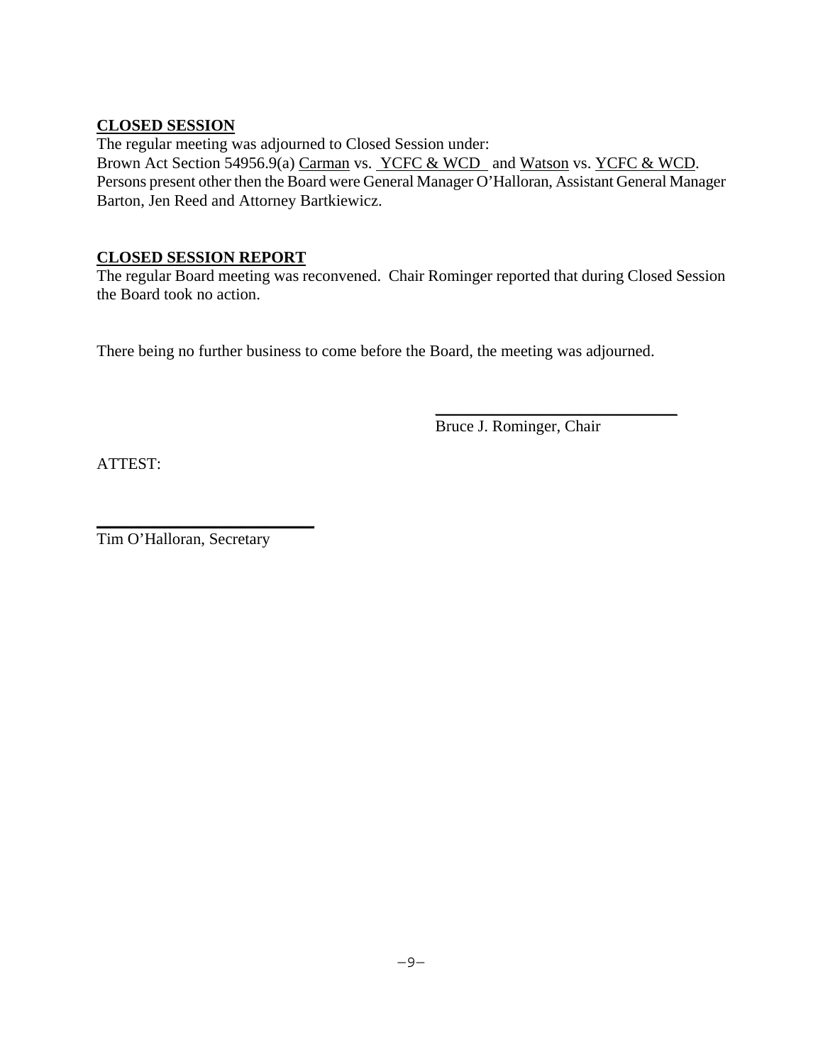**<u>CLOSED SESSION</u>**

The regular meeting was adjourned to Closed Session under:
Brown Act Section 54956.9(a) <u>Carman</u> vs. <u>YCFC & WCD</u> and <u>Watson</u> vs. <u>YCFC & WCD</u>. Persons present other then the Board were General Manager O'Halloran, Assistant General Manager Barton, Jen Reed and Attorney Bartkiewicz.

**<u>CLOSED SESSION REPORT</u>**

The regular Board meeting was reconvened. Chair Rominger reported that during Closed Session the Board took no action.

There being no further business to come before the Board, the meeting was adjourned.

\_\_\_\_\_\_\_\_\_\_\_\_\_\_\_\_\_\_\_\_\_\_\_\_\_\_\_\_\_\_
Bruce J. Rominger, Chair

ATTEST:

\_\_\_\_\_\_\_\_\_\_\_\_\_\_\_\_\_\_\_\_\_\_\_\_\_\_\_\_\_\_
Tim O'Halloran, Secretary